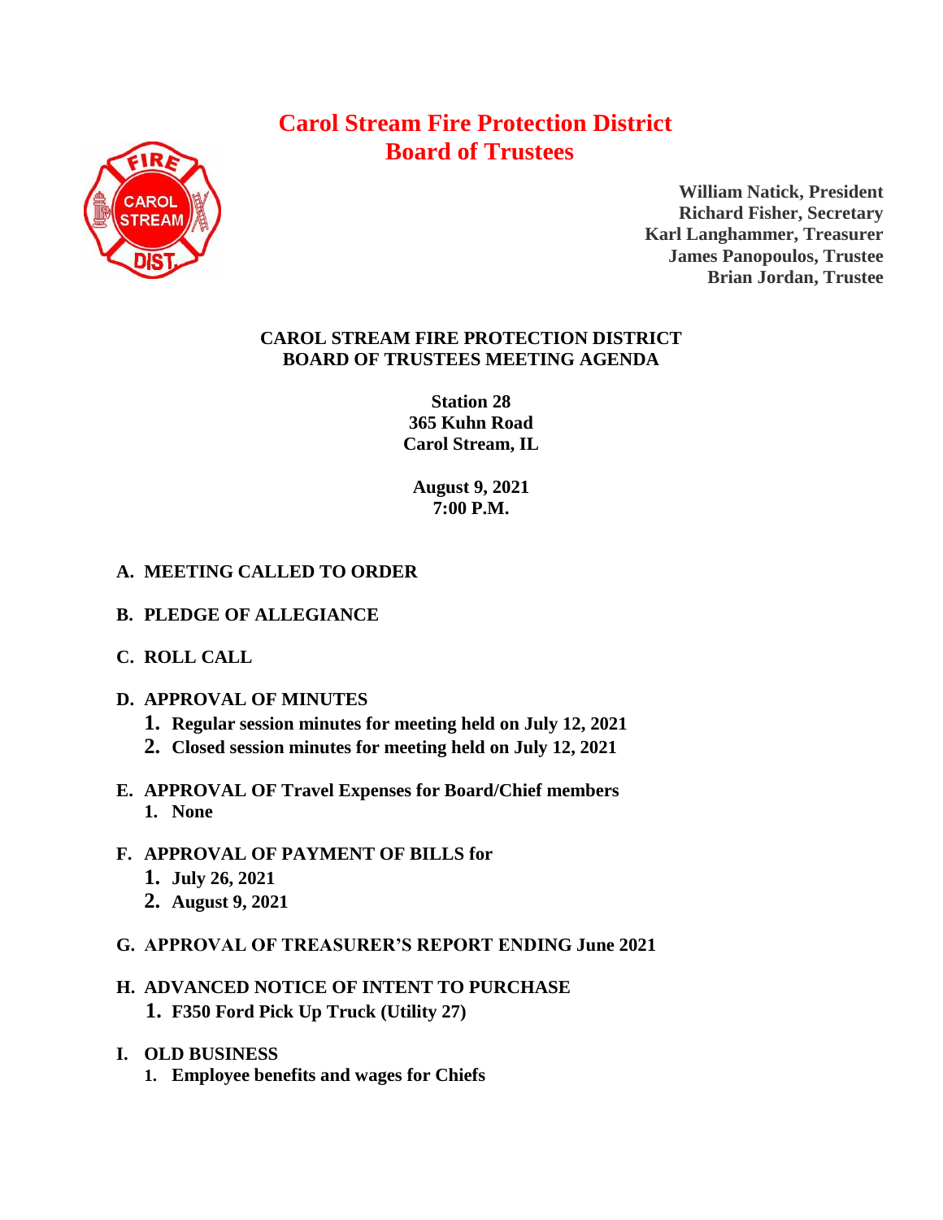# Carol Stream Fire Protection District
# Board of Trustees

**William Natick, President**
**Richard Fisher, Secretary**
**Karl Langhammer, Treasurer**
**James Panopoulos, Trustee**
**Brian Jordan, Trustee**

**CAROL STREAM FIRE PROTECTION DISTRICT**
**BOARD OF TRUSTEES MEETING AGENDA**

**Station 28**
**365 Kuhn Road**
**Carol Stream, IL**

**August 9, 2021**
**7:00 P.M.**

**A. MEETING CALLED TO ORDER**

**B. PLEDGE OF ALLEGIANCE**

**C. ROLL CALL**

**D. APPROVAL OF MINUTES**
1. **Regular session minutes for meeting held on July 12, 2021**
2. **Closed session minutes for meeting held on July 12, 2021**

**E. APPROVAL OF Travel Expenses for Board/Chief members**
1. **None**

**F. APPROVAL OF PAYMENT OF BILLS for**
1. **July 26, 2021**
2. **August 9, 2021**

**G. APPROVAL OF TREASURER'S REPORT ENDING June 2021**

**H. ADVANCED NOTICE OF INTENT TO PURCHASE**
1. **F350 Ford Pick Up Truck (Utility 27)**

**I. OLD BUSINESS**
1. **Employee benefits and wages for Chiefs**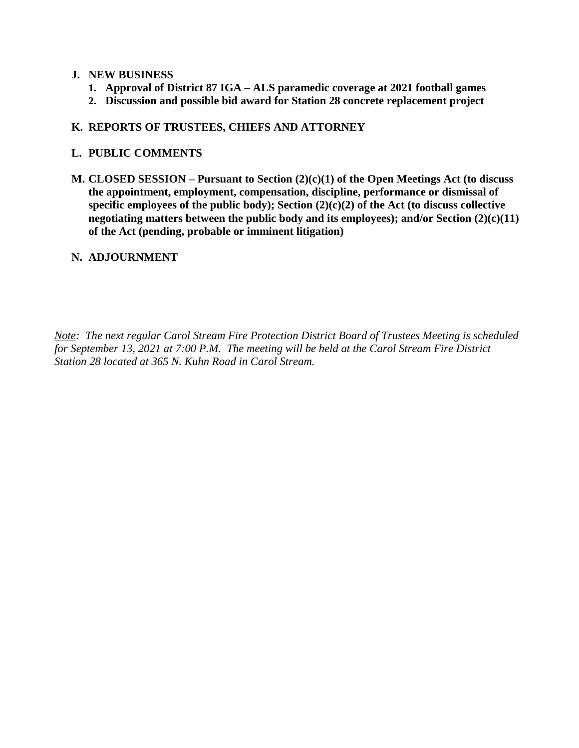**J. NEW BUSINESS**

1. **Approval of District 87 IGA – ALS paramedic coverage at 2021 football games**
2. **Discussion and possible bid award for Station 28 concrete replacement project**

**K. REPORTS OF TRUSTEES, CHIEFS AND ATTORNEY**

**L. PUBLIC COMMENTS**

**M. CLOSED SESSION – Pursuant to Section (2)(c)(1) of the Open Meetings Act (to discuss the appointment, employment, compensation, discipline, performance or dismissal of specific employees of the public body); Section (2)(c)(2) of the Act (to discuss collective negotiating matters between the public body and its employees); and/or Section (2)(c)(11) of the Act (pending, probable or imminent litigation)**

**N. ADJOURNMENT**

*Note: The next regular Carol Stream Fire Protection District Board of Trustees Meeting is scheduled for September 13, 2021 at 7:00 P.M. The meeting will be held at the Carol Stream Fire District Station 28 located at 365 N. Kuhn Road in Carol Stream.*